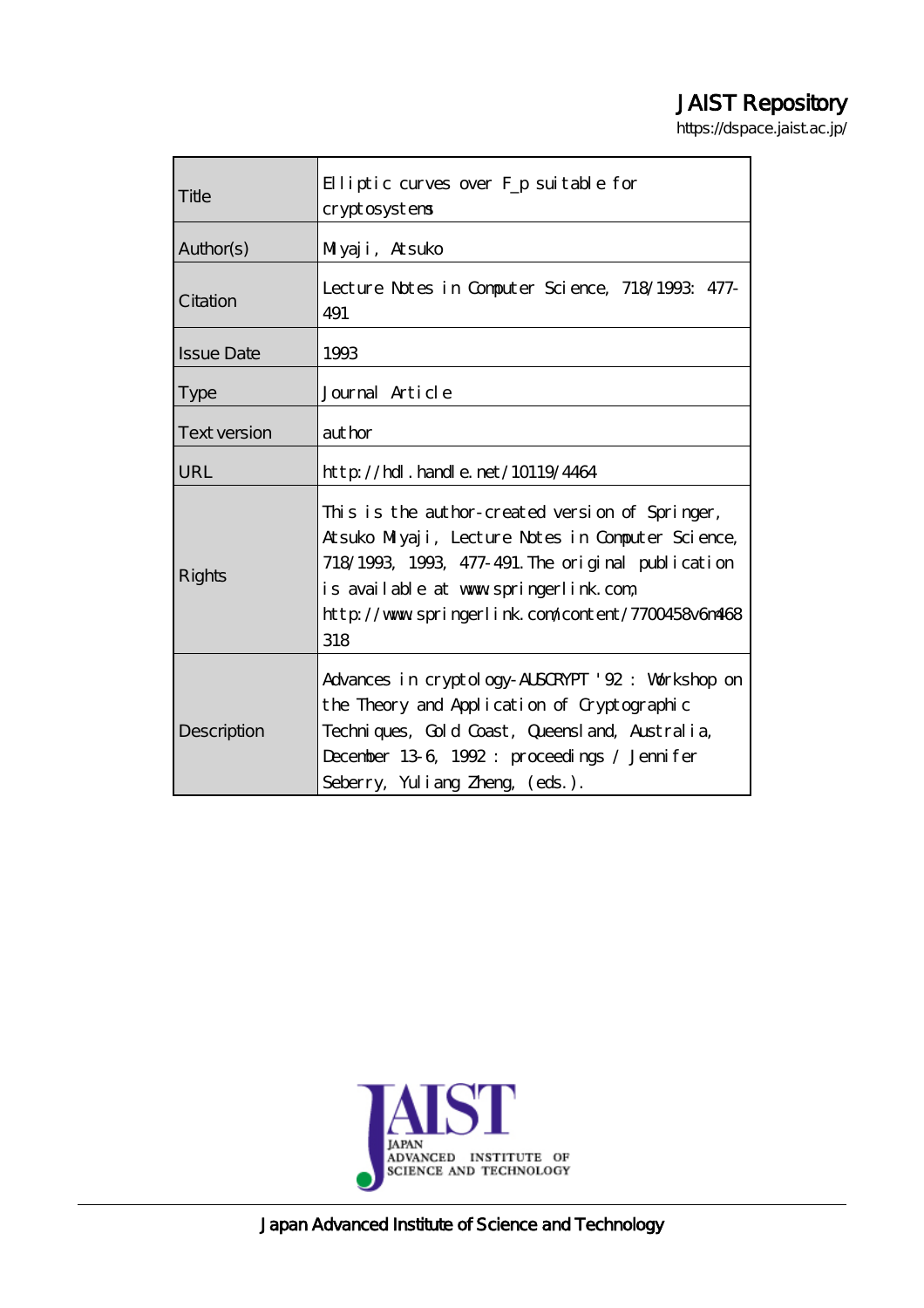# JAIST Repository

https://dspace.jaist.ac.jp/

| | |
|---|---|
| Title | Elliptic curves over F_p suitable for cryptosystems |
| Author(s) | Miyaji, Atsuko |
| Citation | Lecture Notes in Computer Science, 718/1993: 477-491 |
| Issue Date | 1993 |
| Type | Journal Article |
| Text version | author |
| URL | http://hdl.handle.net/10119/4464 |
| Rights | This is the author-created version of Springer, Atsuko Miyaji, Lecture Notes in Computer Science, 718/1993, 1993, 477-491. The original publication is available at www.springerlink.com, http://www.springerlink.com/content/7700458v6n468318 |
| Description | Advances in cryptology-AUSCRYPT '92 : Workshop on the Theory and Application of Cryptographic Techniques, Gold Coast, Queensland, Australia, December 13-6, 1992 : proceedings / Jennifer Seberry, Yuliang Zheng, (eds.). |

JAIST
JAPAN
ADVANCED INSTITUTE OF
SCIENCE AND TECHNOLOGY

Japan Advanced Institute of Science and Technology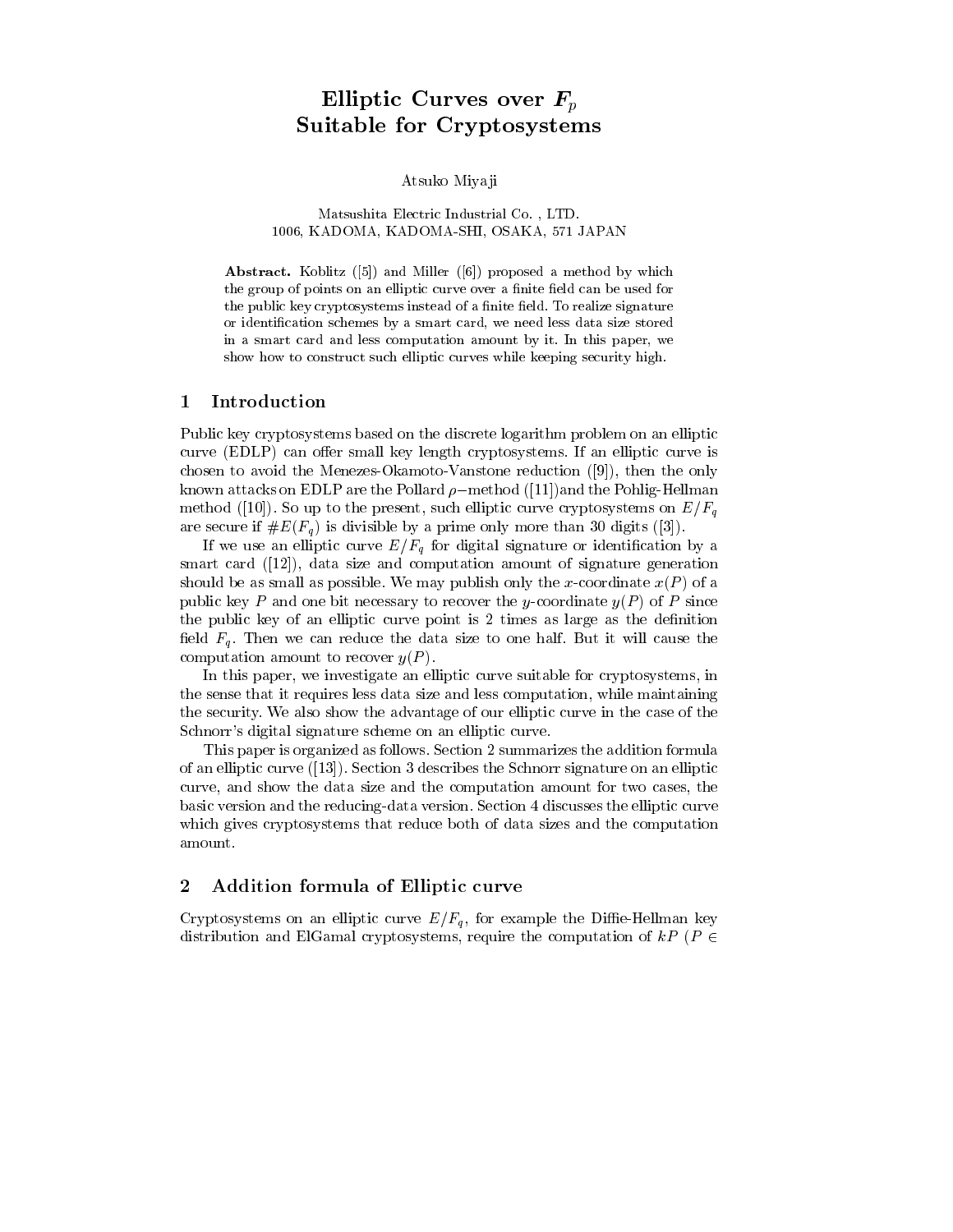# Elliptic Curves over $\boldsymbol{F}_p$ Suitable for Cryptosystems

Atsuko Miyaji

Matsushita Electric Industrial Co. , LTD.
1006, KADOMA, KADOMA-SHI, OSAKA, 571 JAPAN

**Abstract.** Koblitz ([5]) and Miller ([6]) proposed a method by which the group of points on an elliptic curve over a finite field can be used for the public key cryptosystems instead of a finite field. To realize signature or identification schemes by a smart card, we need less data size stored in a smart card and less computation amount by it. In this paper, we show how to construct such elliptic curves while keeping security high.

## 1 Introduction

Public key cryptosystems based on the discrete logarithm problem on an elliptic curve (EDLP) can offer small key length cryptosystems. If an elliptic curve is chosen to avoid the Menezes-Okamoto-Vanstone reduction ([9]), then the only known attacks on EDLP are the Pollard $\rho-$method ([11])and the Pohlig-Hellman method ([10]). So up to the present, such elliptic curve cryptosystems on $E/F_q$ are secure if $\#E(F_q)$ is divisible by a prime only more than 30 digits ([3]).

If we use an elliptic curve $E/F_q$ for digital signature or identification by a smart card ([12]), data size and computation amount of signature generation should be as small as possible. We may publish only the $x$-coordinate $x(P)$ of a public key $P$ and one bit necessary to recover the $y$-coordinate $y(P)$ of $P$ since the public key of an elliptic curve point is 2 times as large as the definition field $F_q$. Then we can reduce the data size to one half. But it will cause the computation amount to recover $y(P)$.

In this paper, we investigate an elliptic curve suitable for cryptosystems, in the sense that it requires less data size and less computation, while maintaining the security. We also show the advantage of our elliptic curve in the case of the Schnorr's digital signature scheme on an elliptic curve.

This paper is organized as follows. Section 2 summarizes the addition formula of an elliptic curve ([13]). Section 3 describes the Schnorr signature on an elliptic curve, and show the data size and the computation amount for two cases, the basic version and the reducing-data version. Section 4 discusses the elliptic curve which gives cryptosystems that reduce both of data sizes and the computation amount.

## 2 Addition formula of Elliptic curve

Cryptosystems on an elliptic curve $E/F_q$, for example the Diffie-Hellman key distribution and ElGamal cryptosystems, require the computation of $kP$ ($P \in$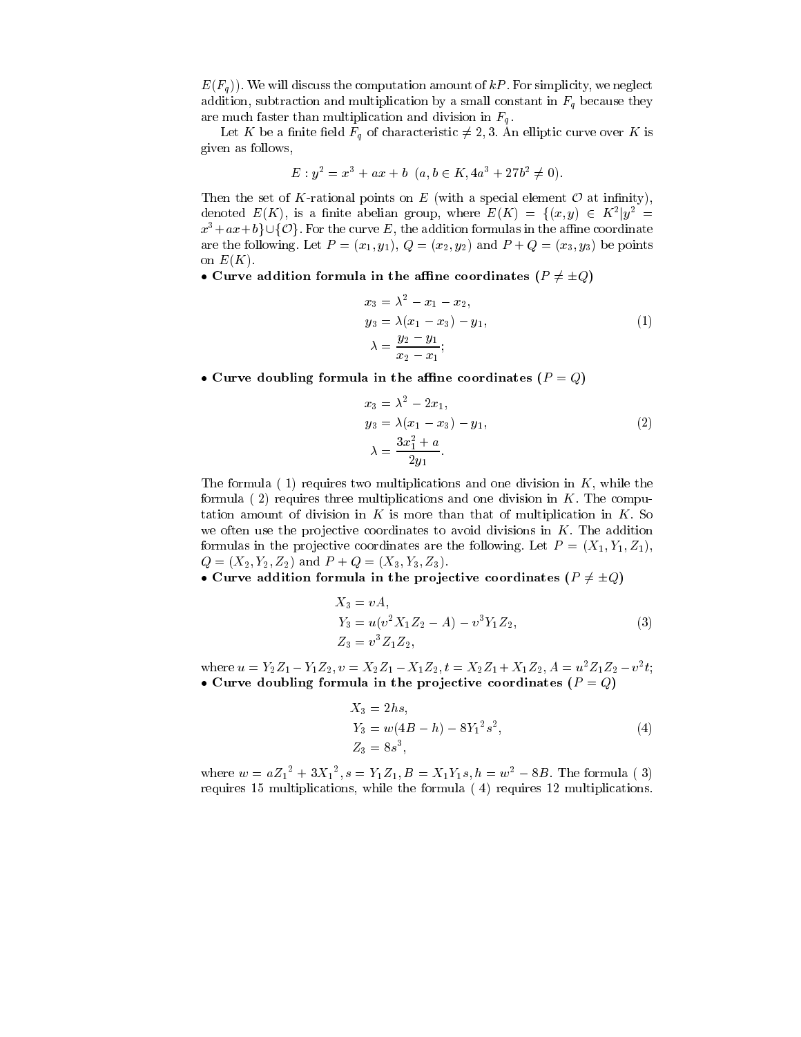$E(F_q)$). We will discuss the computation amount of $kP$. For simplicity, we neglect addition, subtraction and multiplication by a small constant in $F_q$ because they are much faster than multiplication and division in $F_q$.

Let $K$ be a finite field $F_q$ of characteristic $\neq 2, 3$. An elliptic curve over $K$ is given as follows,

$$E : y^2 = x^3 + ax + b \ \ (a, b \in K, 4a^3 + 27b^2 \neq 0).$$

Then the set of $K$-rational points on $E$ (with a special element $\mathcal{O}$ at infinity), denoted $E(K)$, is a finite abelian group, where $E(K) = \{(x, y) \in K^2 | y^2 = x^3 + ax + b\} \cup \{\mathcal{O}\}$. For the curve $E$, the addition formulas in the affine coordinate are the following. Let $P = (x_1, y_1)$, $Q = (x_2, y_2)$ and $P + Q = (x_3, y_3)$ be points on $E(K)$.

• **Curve addition formula in the affine coordinates ($P \neq \pm Q$)**

$$\begin{aligned} x_3 &= \lambda^2 - x_1 - x_2, \\ y_3 &= \lambda(x_1 - x_3) - y_1, \\ \lambda &= \frac{y_2 - y_1}{x_2 - x_1}; \end{aligned} \tag{1}$$

• **Curve doubling formula in the affine coordinates ($P = Q$)**

$$\begin{aligned} x_3 &= \lambda^2 - 2x_1, \\ y_3 &= \lambda(x_1 - x_3) - y_1, \\ \lambda &= \frac{3x_1^2 + a}{2y_1}. \end{aligned} \tag{2}$$

The formula ( 1) requires two multiplications and one division in $K$, while the formula ( 2) requires three multiplications and one division in $K$. The computation amount of division in $K$ is more than that of multiplication in $K$. So we often use the projective coordinates to avoid divisions in $K$. The addition formulas in the projective coordinates are the following. Let $P = (X_1, Y_1, Z_1)$, $Q = (X_2, Y_2, Z_2)$ and $P + Q = (X_3, Y_3, Z_3)$.

• **Curve addition formula in the projective coordinates ($P \neq \pm Q$)**

$$\begin{aligned} X_3 &= vA, \\ Y_3 &= u(v^2 X_1 Z_2 - A) - v^3 Y_1 Z_2, \\ Z_3 &= v^3 Z_1 Z_2, \end{aligned} \tag{3}$$

where $u = Y_2 Z_1 - Y_1 Z_2, v = X_2 Z_1 - X_1 Z_2, t = X_2 Z_1 + X_1 Z_2, A = u^2 Z_1 Z_2 - v^2 t$;

• **Curve doubling formula in the projective coordinates ($P = Q$)**

$$\begin{aligned} X_3 &= 2hs, \\ Y_3 &= w(4B - h) - 8{Y_1}^2 s^2, \\ Z_3 &= 8s^3, \end{aligned} \tag{4}$$

where $w = a{Z_1}^2 + 3{X_1}^2, s = Y_1 Z_1, B = X_1 Y_1 s, h = w^2 - 8B$. The formula ( 3) requires 15 multiplications, while the formula ( 4) requires 12 multiplications.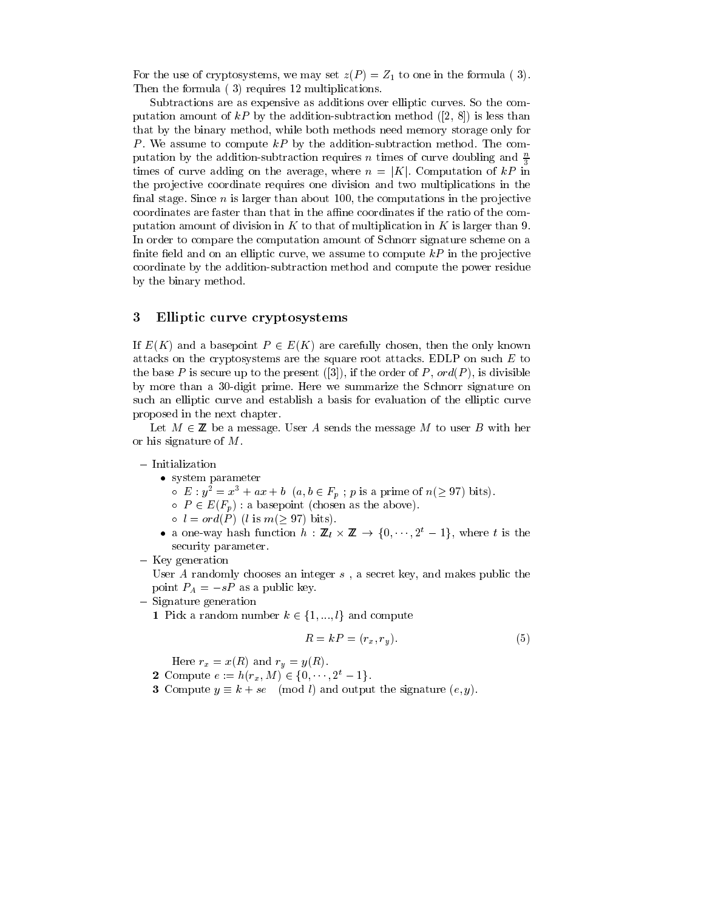For the use of cryptosystems, we may set $z(P) = Z_1$ to one in the formula ( 3). Then the formula ( 3) requires 12 multiplications.

Subtractions are as expensive as additions over elliptic curves. So the computation amount of $kP$ by the addition-subtraction method ([2, 8]) is less than that by the binary method, while both methods need memory storage only for $P$. We assume to compute $kP$ by the addition-subtraction method. The computation by the addition-subtraction requires $n$ times of curve doubling and $\frac{n}{3}$ times of curve adding on the average, where $n = |K|$. Computation of $kP$ in the projective coordinate requires one division and two multiplications in the final stage. Since $n$ is larger than about 100, the computations in the projective coordinates are faster than that in the affine coordinates if the ratio of the computation amount of division in $K$ to that of multiplication in $K$ is larger than 9. In order to compare the computation amount of Schnorr signature scheme on a finite field and on an elliptic curve, we assume to compute $kP$ in the projective coordinate by the addition-subtraction method and compute the power residue by the binary method.

## 3 Elliptic curve cryptosystems

If $E(K)$ and a basepoint $P \in E(K)$ are carefully chosen, then the only known attacks on the cryptosystems are the square root attacks. EDLP on such $E$ to the base $P$ is secure up to the present ([3]), if the order of $P$, $ord(P)$, is divisible by more than a 30-digit prime. Here we summarize the Schnorr signature on such an elliptic curve and establish a basis for evaluation of the elliptic curve proposed in the next chapter.

Let $M \in \mathbb{Z}$ be a message. User $A$ sends the message $M$ to user $B$ with her or his signature of $M$.

- Initialization
  - system parameter
    - $E : y^2 = x^3 + ax + b$ $(a, b \in F_p$ ; $p$ is a prime of $n(\geq 97)$ bits).
    - $P \in E(F_p)$ : a basepoint (chosen as the above).
    - $l = ord(P)$ ($l$ is $m(\geq 97)$ bits).
  - a one-way hash function $h : \mathbb{Z}_l \times \mathbb{Z} \to \{0, \cdots, 2^t - 1\}$, where $t$ is the security parameter.
- Key generation

  User $A$ randomly chooses an integer $s$ , a secret key, and makes public the point $P_A = -sP$ as a public key.
- Signature generation

  **1** Pick a random number $k \in \{1, ..., l\}$ and compute

  $$R = kP = (r_x, r_y). \tag{5}$$

  Here $r_x = x(R)$ and $r_y = y(R)$.

  **2** Compute $e := h(r_x, M) \in \{0, \cdots, 2^t - 1\}$.

  **3** Compute $y \equiv k + se \pmod{l}$ and output the signature $(e, y)$.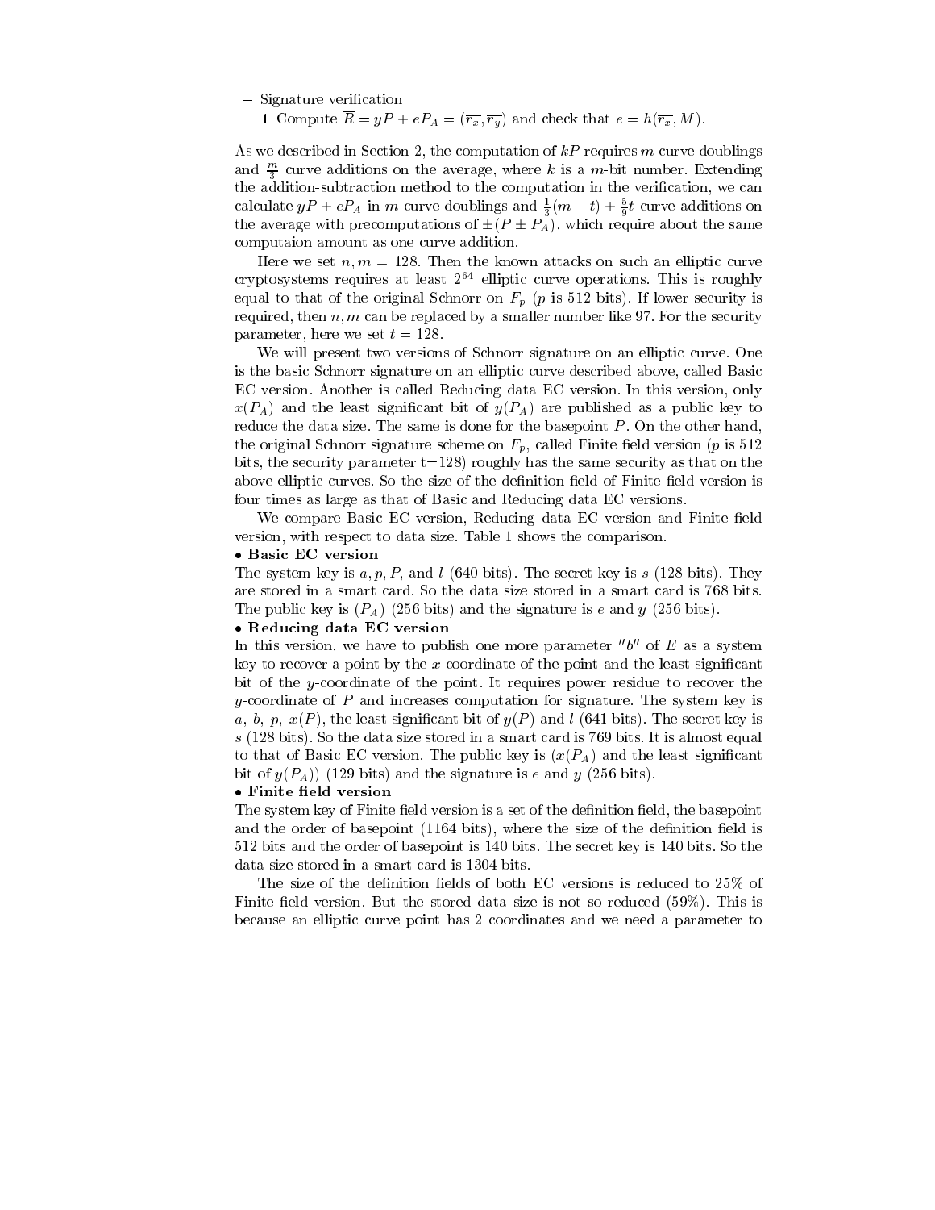– Signature verification

**1** Compute $\overline{R} = yP + eP_A = (\overline{r_x}, \overline{r_y})$ and check that $e = h(\overline{r_x}, M)$.

As we described in Section 2, the computation of $kP$ requires $m$ curve doublings and $\frac{m}{3}$ curve additions on the average, where $k$ is a $m$-bit number. Extending the addition-subtraction method to the computation in the verification, we can calculate $yP + eP_A$ in $m$ curve doublings and $\frac{1}{3}(m-t) + \frac{5}{9}t$ curve additions on the average with precomputations of $\pm(P \pm P_A)$, which require about the same computaion amount as one curve addition.

Here we set $n, m = 128$. Then the known attacks on such an elliptic curve cryptosystems requires at least $2^{64}$ elliptic curve operations. This is roughly equal to that of the original Schnorr on $F_p$ ($p$ is 512 bits). If lower security is required, then $n, m$ can be replaced by a smaller number like 97. For the security parameter, here we set $t = 128$.

We will present two versions of Schnorr signature on an elliptic curve. One is the basic Schnorr signature on an elliptic curve described above, called Basic EC version. Another is called Reducing data EC version. In this version, only $x(P_A)$ and the least significant bit of $y(P_A)$ are published as a public key to reduce the data size. The same is done for the basepoint $P$. On the other hand, the original Schnorr signature scheme on $F_p$, called Finite field version ($p$ is 512 bits, the security parameter t=128) roughly has the same security as that on the above elliptic curves. So the size of the definition field of Finite field version is four times as large as that of Basic and Reducing data EC versions.

We compare Basic EC version, Reducing data EC version and Finite field version, with respect to data size. Table 1 shows the comparison.

• **Basic EC version**

The system key is $a, p, P$, and $l$ (640 bits). The secret key is $s$ (128 bits). They are stored in a smart card. So the data size stored in a smart card is 768 bits. The public key is $(P_A)$ (256 bits) and the signature is $e$ and $y$ (256 bits).

• **Reducing data EC version**

In this version, we have to publish one more parameter "$b$" of $E$ as a system key to recover a point by the $x$-coordinate of the point and the least significant bit of the $y$-coordinate of the point. It requires power residue to recover the $y$-coordinate of $P$ and increases computation for signature. The system key is $a$, $b$, $p$, $x(P)$, the least significant bit of $y(P)$ and $l$ (641 bits). The secret key is $s$ (128 bits). So the data size stored in a smart card is 769 bits. It is almost equal to that of Basic EC version. The public key is $(x(P_A)$ and the least significant bit of $y(P_A))$ (129 bits) and the signature is $e$ and $y$ (256 bits).

• **Finite field version**

The system key of Finite field version is a set of the definition field, the basepoint and the order of basepoint (1164 bits), where the size of the definition field is 512 bits and the order of basepoint is 140 bits. The secret key is 140 bits. So the data size stored in a smart card is 1304 bits.

The size of the definition fields of both EC versions is reduced to 25% of Finite field version. But the stored data size is not so reduced (59%). This is because an elliptic curve point has 2 coordinates and we need a parameter to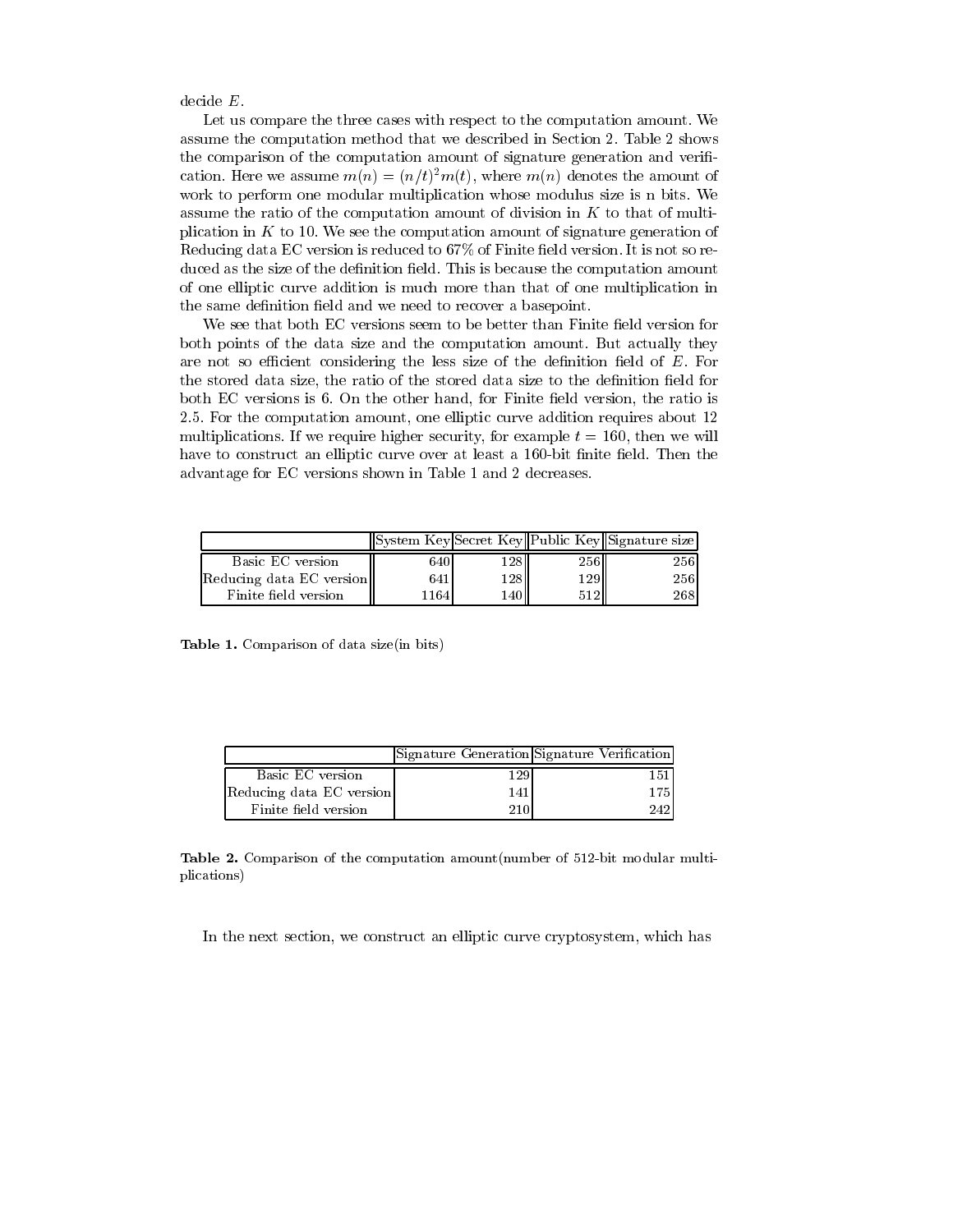decide $E$.

Let us compare the three cases with respect to the computation amount. We assume the computation method that we described in Section 2. Table 2 shows the comparison of the computation amount of signature generation and verification. Here we assume $m(n) = (n/t)^2 m(t)$, where $m(n)$ denotes the amount of work to perform one modular multiplication whose modulus size is n bits. We assume the ratio of the computation amount of division in $K$ to that of multiplication in $K$ to 10. We see the computation amount of signature generation of Reducing data EC version is reduced to 67% of Finite field version. It is not so reduced as the size of the definition field. This is because the computation amount of one elliptic curve addition is much more than that of one multiplication in the same definition field and we need to recover a basepoint.

We see that both EC versions seem to be better than Finite field version for both points of the data size and the computation amount. But actually they are not so efficient considering the less size of the definition field of $E$. For the stored data size, the ratio of the stored data size to the definition field for both EC versions is 6. On the other hand, for Finite field version, the ratio is 2.5. For the computation amount, one elliptic curve addition requires about 12 multiplications. If we require higher security, for example $t = 160$, then we will have to construct an elliptic curve over at least a 160-bit finite field. Then the advantage for EC versions shown in Table 1 and 2 decreases.

| | System Key | Secret Key | Public Key | Signature size |
|---|---|---|---|---|
| Basic EC version | 640 | 128 | 256 | 256 |
| Reducing data EC version | 641 | 128 | 129 | 256 |
| Finite field version | 1164 | 140 | 512 | 268 |

**Table 1.** Comparison of data size(in bits)

| | Signature Generation | Signature Verification |
|---|---|---|
| Basic EC version | 129 | 151 |
| Reducing data EC version | 141 | 175 |
| Finite field version | 210 | 242 |

**Table 2.** Comparison of the computation amount(number of 512-bit modular multiplications)

In the next section, we construct an elliptic curve cryptosystem, which has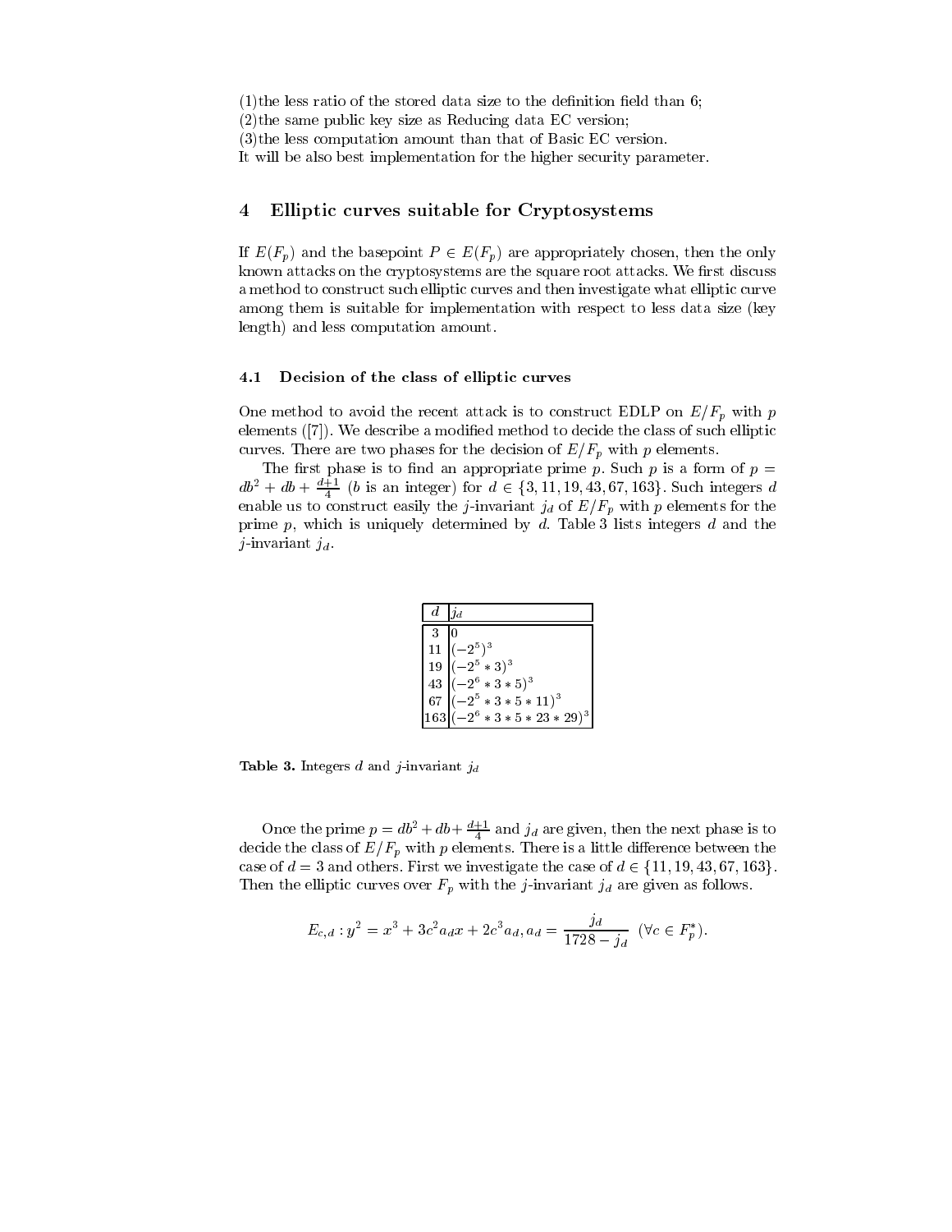(1)the less ratio of the stored data size to the definition field than 6;
(2)the same public key size as Reducing data EC version;
(3)the less computation amount than that of Basic EC version.
It will be also best implementation for the higher security parameter.

## 4 Elliptic curves suitable for Cryptosystems

If $E(F_p)$ and the basepoint $P \in E(F_p)$ are appropriately chosen, then the only known attacks on the cryptosystems are the square root attacks. We first discuss a method to construct such elliptic curves and then investigate what elliptic curve among them is suitable for implementation with respect to less data size (key length) and less computation amount.

### 4.1 Decision of the class of elliptic curves

One method to avoid the recent attack is to construct EDLP on $E/F_p$ with $p$ elements ([7]). We describe a modified method to decide the class of such elliptic curves. There are two phases for the decision of $E/F_p$ with $p$ elements.

The first phase is to find an appropriate prime $p$. Such $p$ is a form of $p = db^2 + db + \frac{d+1}{4}$ ($b$ is an integer) for $d \in \{3, 11, 19, 43, 67, 163\}$. Such integers $d$ enable us to construct easily the $j$-invariant $j_d$ of $E/F_p$ with $p$ elements for the prime $p$, which is uniquely determined by $d$. Table 3 lists integers $d$ and the $j$-invariant $j_d$.

| $d$ | $j_d$ |
|---|---|
| 3 | 0 |
| 11 | $(-2^5)^3$ |
| 19 | $(-2^5 * 3)^3$ |
| 43 | $(-2^6 * 3 * 5)^3$ |
| 67 | $(-2^5 * 3 * 5 * 11)^3$ |
| 163 | $(-2^6 * 3 * 5 * 23 * 29)^3$ |

**Table 3.** Integers $d$ and $j$-invariant $j_d$

Once the prime $p = db^2 + db + \frac{d+1}{4}$ and $j_d$ are given, then the next phase is to decide the class of $E/F_p$ with $p$ elements. There is a little difference between the case of $d = 3$ and others. First we investigate the case of $d \in \{11, 19, 43, 67, 163\}$. Then the elliptic curves over $F_p$ with the $j$-invariant $j_d$ are given as follows.

$$E_{c,d} : y^2 = x^3 + 3c^2 a_d x + 2c^3 a_d, a_d = \frac{j_d}{1728 - j_d} \ \ (\forall c \in F_p^*).$$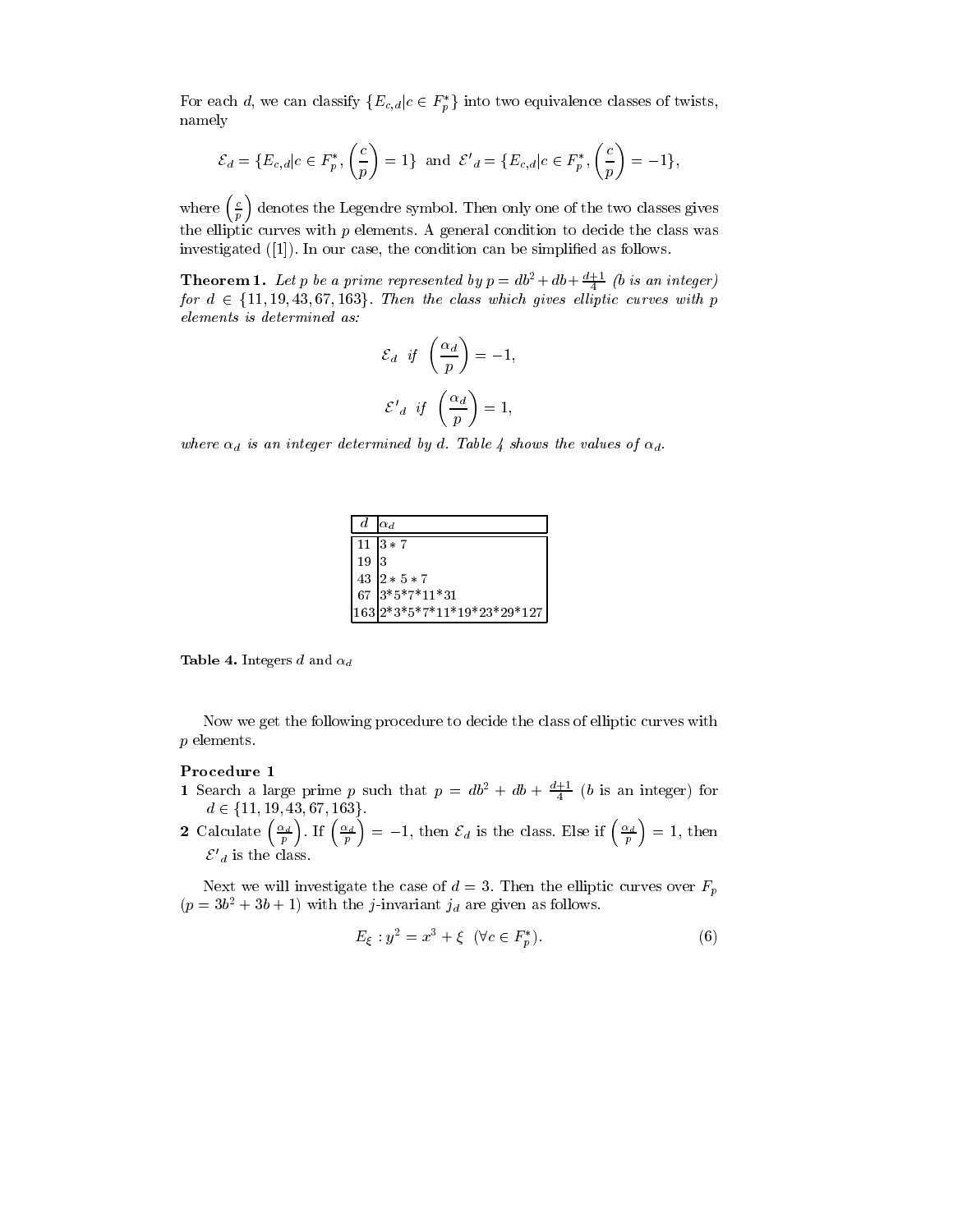For each $d$, we can classify $\{E_{c,d} | c \in F_p^*\}$ into two equivalence classes of twists, namely

$$\mathcal{E}_d = \{E_{c,d} | c \in F_p^*, \left(\frac{c}{p}\right) = 1\} \text{ and } \mathcal{E'}_d = \{E_{c,d} | c \in F_p^*, \left(\frac{c}{p}\right) = -1\},$$

where $\left(\frac{c}{p}\right)$ denotes the Legendre symbol. Then only one of the two classes gives the elliptic curves with $p$ elements. A general condition to decide the class was investigated ([1]). In our case, the condition can be simplified as follows.

**Theorem 1.** *Let $p$ be a prime represented by $p = db^2 + db + \frac{d+1}{4}$ ($b$ is an integer) for $d \in \{11, 19, 43, 67, 163\}$. Then the class which gives elliptic curves with $p$ elements is determined as:*

$$\mathcal{E}_d \quad if \quad \left(\frac{\alpha_d}{p}\right) = -1,$$

$$\mathcal{E'}_d \quad if \quad \left(\frac{\alpha_d}{p}\right) = 1,$$

*where $\alpha_d$ is an integer determined by $d$. Table 4 shows the values of $\alpha_d$.*

| $d$ | $\alpha_d$ |
|---|---|
| 11 | 3 * 7 |
| 19 | 3 |
| 43 | 2 * 5 * 7 |
| 67 | 3*5*7*11*31 |
| 163 | 2*3*5*7*11*19*23*29*127 |

**Table 4.** Integers $d$ and $\alpha_d$

Now we get the following procedure to decide the class of elliptic curves with $p$ elements.

**Procedure 1**

**1** Search a large prime $p$ such that $p = db^2 + db + \frac{d+1}{4}$ ($b$ is an integer) for $d \in \{11, 19, 43, 67, 163\}$.

**2** Calculate $\left(\frac{\alpha_d}{p}\right)$. If $\left(\frac{\alpha_d}{p}\right) = -1$, then $\mathcal{E}_d$ is the class. Else if $\left(\frac{\alpha_d}{p}\right) = 1$, then $\mathcal{E'}_d$ is the class.

Next we will investigate the case of $d = 3$. Then the elliptic curves over $F_p$ ($p = 3b^2 + 3b + 1$) with the $j$-invariant $j_d$ are given as follows.

$$E_\xi : y^2 = x^3 + \xi \quad (\forall c \in F_p^*). \tag{6}$$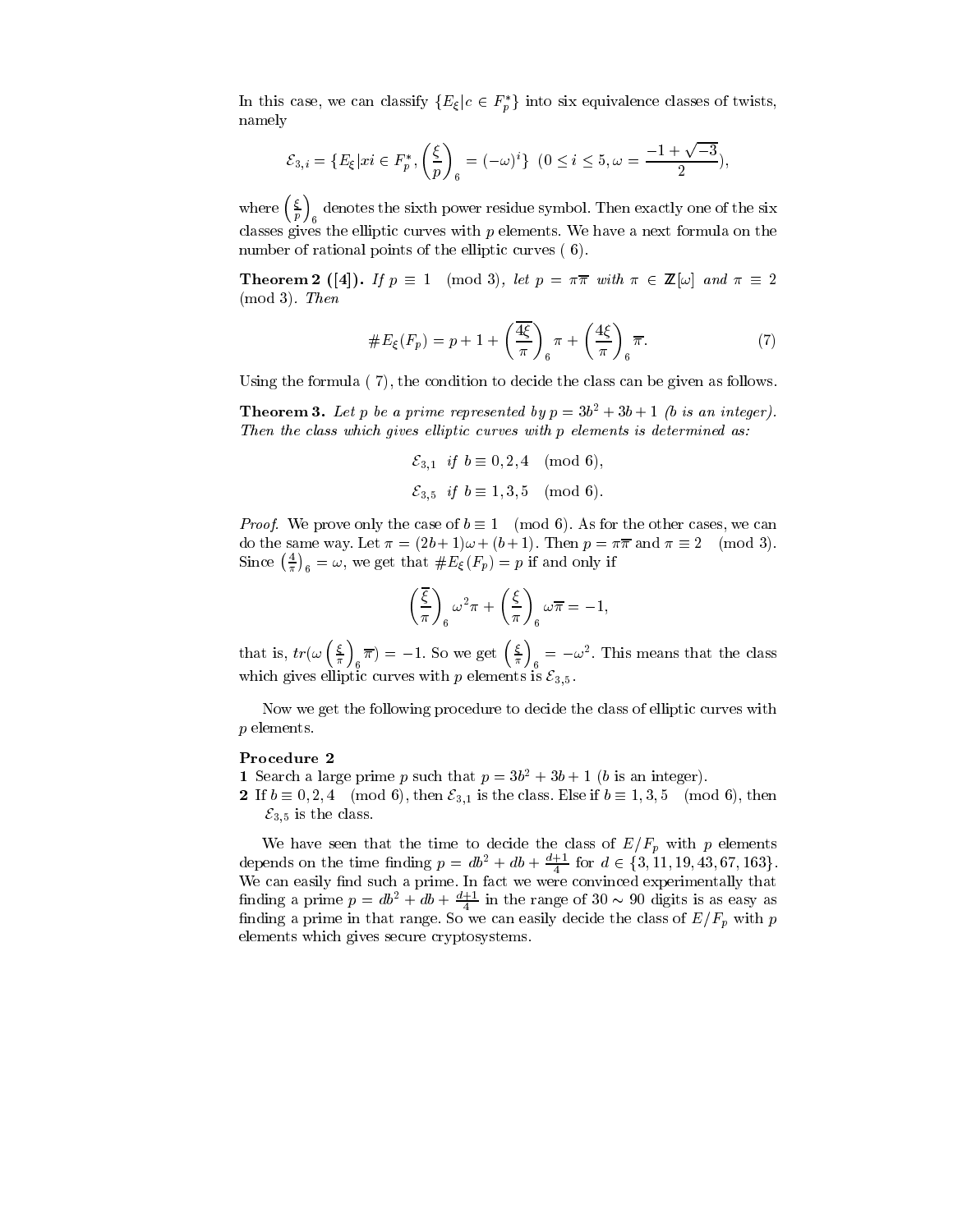In this case, we can classify $\{E_\xi | c \in F_p^*\}$ into six equivalence classes of twists, namely

$$\mathcal{E}_{3,i} = \{E_\xi | xi \in F_p^*, \left(\frac{\xi}{p}\right)_6 = (-\omega)^i\} \ \ (0 \le i \le 5, \omega = \frac{-1+\sqrt{-3}}{2}),$$

where $\left(\frac{\xi}{p}\right)_6$ denotes the sixth power residue symbol. Then exactly one of the six classes gives the elliptic curves with $p$ elements. We have a next formula on the number of rational points of the elliptic curves ( 6).

**Theorem 2 ([4]).** *If $p \equiv 1 \pmod 3$, let $p = \pi\overline{\pi}$ with $\pi \in \mathbb{Z}[\omega]$ and $\pi \equiv 2 \pmod 3$. Then*

$$\#E_\xi(F_p) = p + 1 + \overline{\left(\frac{4\xi}{\pi}\right)_6}\pi + \left(\frac{4\xi}{\pi}\right)_6\overline{\pi}. \tag{7}$$

Using the formula ( 7), the condition to decide the class can be given as follows.

**Theorem 3.** *Let $p$ be a prime represented by $p = 3b^2 + 3b + 1$ ($b$ is an integer). Then the class which gives elliptic curves with $p$ elements is determined as:*

$$\mathcal{E}_{3,1} \ \ \text{if } b \equiv 0, 2, 4 \pmod 6,$$

$$\mathcal{E}_{3,5} \ \ \text{if } b \equiv 1, 3, 5 \pmod 6.$$

*Proof.* We prove only the case of $b \equiv 1 \pmod 6$. As for the other cases, we can do the same way. Let $\pi = (2b+1)\omega + (b+1)$. Then $p = \pi\overline{\pi}$ and $\pi \equiv 2 \pmod 3$. Since $\left(\frac{4}{\pi}\right)_6 = \omega$, we get that $\#E_\xi(F_p) = p$ if and only if

$$\overline{\left(\frac{\xi}{\pi}\right)_6}\omega^2\pi + \left(\frac{\xi}{\pi}\right)_6\omega\overline{\pi} = -1,$$

that is, $tr(\omega\left(\frac{\xi}{\pi}\right)_6\overline{\pi}) = -1$. So we get $\left(\frac{\xi}{\pi}\right)_6 = -\omega^2$. This means that the class which gives elliptic curves with $p$ elements is $\mathcal{E}_{3,5}$.

Now we get the following procedure to decide the class of elliptic curves with $p$ elements.

**Procedure 2**

**1** Search a large prime $p$ such that $p = 3b^2 + 3b + 1$ ($b$ is an integer).

**2** If $b \equiv 0, 2, 4 \pmod 6$, then $\mathcal{E}_{3,1}$ is the class. Else if $b \equiv 1, 3, 5 \pmod 6$, then $\mathcal{E}_{3,5}$ is the class.

We have seen that the time to decide the class of $E/F_p$ with $p$ elements depends on the time finding $p = db^2 + db + \frac{d+1}{4}$ for $d \in \{3, 11, 19, 43, 67, 163\}$. We can easily find such a prime. In fact we were convinced experimentally that finding a prime $p = db^2 + db + \frac{d+1}{4}$ in the range of $30 \sim 90$ digits is as easy as finding a prime in that range. So we can easily decide the class of $E/F_p$ with $p$ elements which gives secure cryptosystems.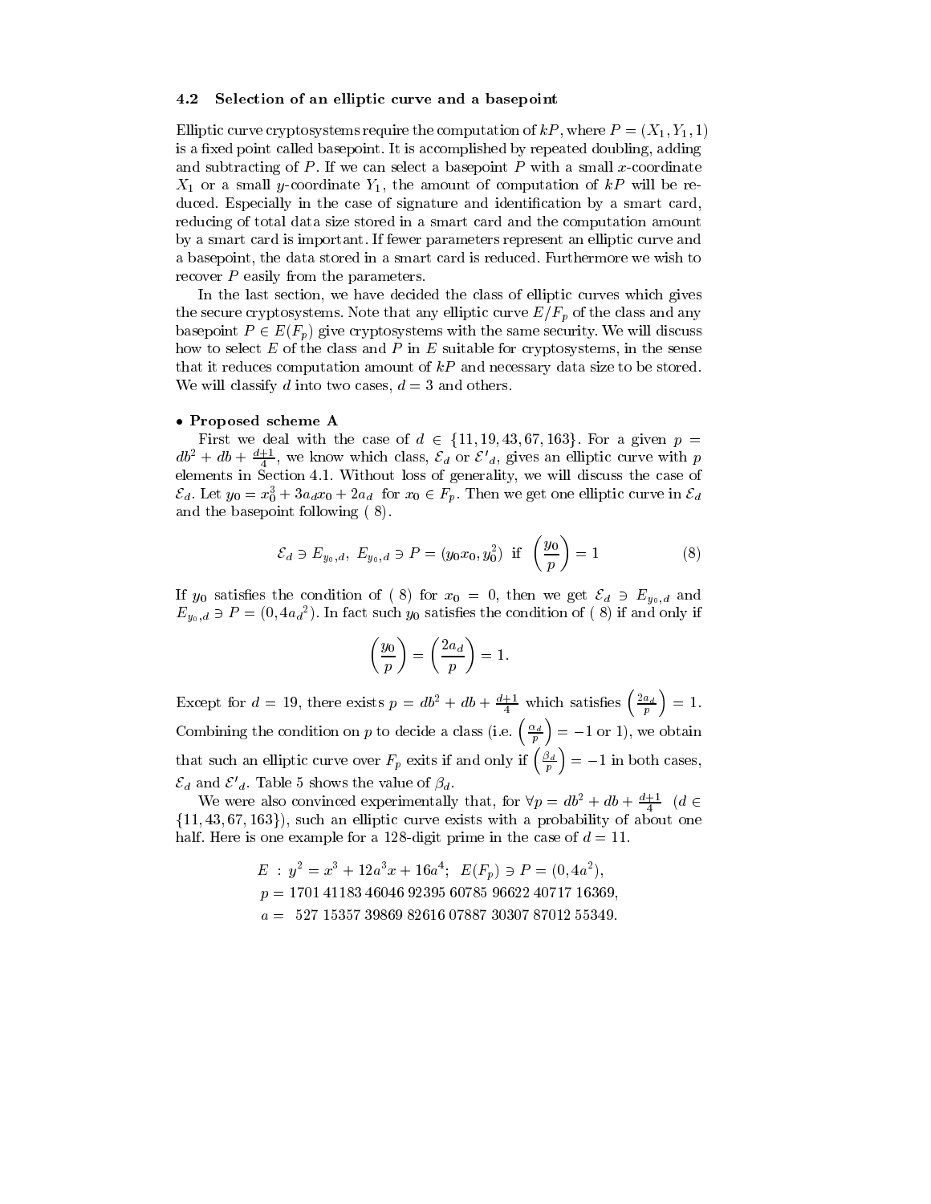### 4.2 Selection of an elliptic curve and a basepoint

Elliptic curve cryptosystems require the computation of $kP$, where $P = (X_1, Y_1, 1)$ is a fixed point called basepoint. It is accomplished by repeated doubling, adding and subtracting of $P$. If we can select a basepoint $P$ with a small $x$-coordinate $X_1$ or a small $y$-coordinate $Y_1$, the amount of computation of $kP$ will be reduced. Especially in the case of signature and identification by a smart card, reducing of total data size stored in a smart card and the computation amount by a smart card is important. If fewer parameters represent an elliptic curve and a basepoint, the data stored in a smart card is reduced. Furthermore we wish to recover $P$ easily from the parameters.

In the last section, we have decided the class of elliptic curves which gives the secure cryptosystems. Note that any elliptic curve $E/F_p$ of the class and any basepoint $P \in E(F_p)$ give cryptosystems with the same security. We will discuss how to select $E$ of the class and $P$ in $E$ suitable for cryptosystems, in the sense that it reduces computation amount of $kP$ and necessary data size to be stored. We will classify $d$ into two cases, $d = 3$ and others.

- **Proposed scheme A**

First we deal with the case of $d \in \{11, 19, 43, 67, 163\}$. For a given $p = db^2 + db + \frac{d+1}{4}$, we know which class, $\mathcal{E}_d$ or $\mathcal{E}'_d$, gives an elliptic curve with $p$ elements in Section 4.1. Without loss of generality, we will discuss the case of $\mathcal{E}_d$. Let $y_0 = x_0^3 + 3a_d x_0 + 2a_d$ for $x_0 \in F_p$. Then we get one elliptic curve in $\mathcal{E}_d$ and the basepoint following ( 8).

$$\mathcal{E}_d \ni E_{y_0,d},\ E_{y_0,d} \ni P = (y_0 x_0, y_0^2) \ \text{if} \ \left(\frac{y_0}{p}\right) = 1 \tag{8}$$

If $y_0$ satisfies the condition of ( 8) for $x_0 = 0$, then we get $\mathcal{E}_d \ni E_{y_0,d}$ and $E_{y_0,d} \ni P = (0, 4{a_d}^2)$. In fact such $y_0$ satisfies the condition of ( 8) if and only if

$$\left(\frac{y_0}{p}\right) = \left(\frac{2a_d}{p}\right) = 1.$$

Except for $d = 19$, there exists $p = db^2 + db + \frac{d+1}{4}$ which satisfies $\left(\frac{2a_d}{p}\right) = 1$. Combining the condition on $p$ to decide a class (i.e. $\left(\frac{\alpha_d}{p}\right) = -1$ or 1), we obtain that such an elliptic curve over $F_p$ exits if and only if $\left(\frac{\beta_d}{p}\right) = -1$ in both cases, $\mathcal{E}_d$ and $\mathcal{E}'_d$. Table 5 shows the value of $\beta_d$.

We were also convinced experimentally that, for $\forall p = db^2 + db + \frac{d+1}{4}$ $(d \in \{11, 43, 67, 163\})$, such an elliptic curve exists with a probability of about one half. Here is one example for a 128-digit prime in the case of $d = 11$.

$$\begin{aligned}
&E\ :\ y^2 = x^3 + 12a^3x + 16a^4;\ \ E(F_p) \ni P = (0, 4a^2),\\
&p = 1701\ 41183\ 46046\ 92395\ 60785\ 96622\ 40717\ 16369,\\
&a = \ \ 527\ 15357\ 39869\ 82616\ 07887\ 30307\ 87012\ 55349.
\end{aligned}$$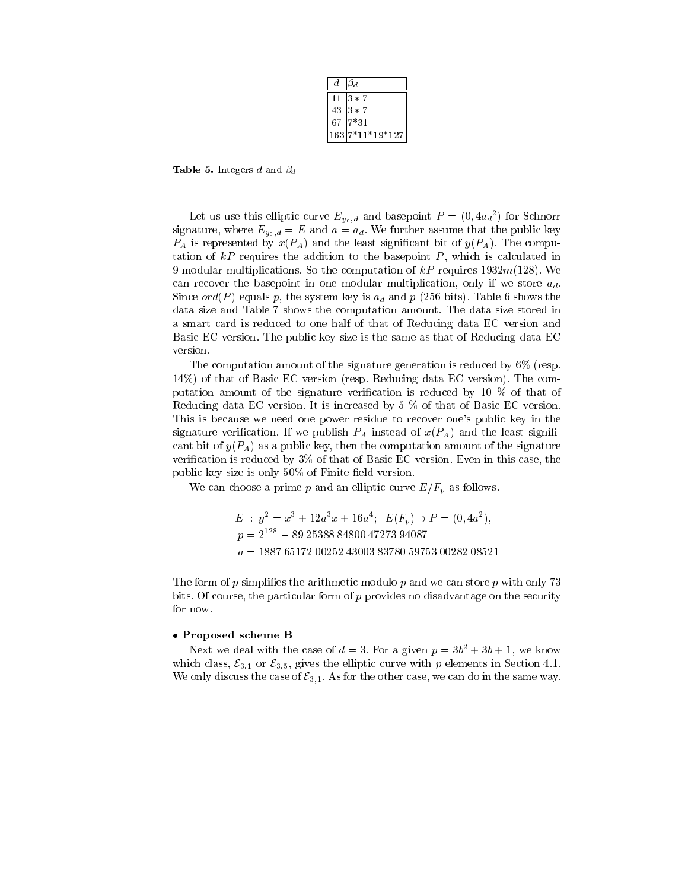| $d$ | $\beta_d$ |
|---|---|
| 11 | $3 * 7$ |
| 43 | $3 * 7$ |
| 67 | 7*31 |
| 163 | 7*11*19*127 |

**Table 5.** Integers $d$ and $\beta_d$

Let us use this elliptic curve $E_{y_0,d}$ and basepoint $P = (0, 4{a_d}^2)$ for Schnorr signature, where $E_{y_0,d} = E$ and $a = a_d$. We further assume that the public key $P_A$ is represented by $x(P_A)$ and the least significant bit of $y(P_A)$. The computation of $kP$ requires the addition to the basepoint $P$, which is calculated in 9 modular multiplications. So the computation of $kP$ requires $1932m(128)$. We can recover the basepoint in one modular multiplication, only if we store $a_d$. Since $ord(P)$ equals $p$, the system key is $a_d$ and $p$ (256 bits). Table 6 shows the data size and Table 7 shows the computation amount. The data size stored in a smart card is reduced to one half of that of Reducing data EC version and Basic EC version. The public key size is the same as that of Reducing data EC version.

The computation amount of the signature generation is reduced by 6% (resp. 14%) of that of Basic EC version (resp. Reducing data EC version). The computation amount of the signature verification is reduced by 10 % of that of Reducing data EC version. It is increased by 5 % of that of Basic EC version. This is because we need one power residue to recover one's public key in the signature verification. If we publish $P_A$ instead of $x(P_A)$ and the least significant bit of $y(P_A)$ as a public key, then the computation amount of the signature verification is reduced by 3% of that of Basic EC version. Even in this case, the public key size is only 50% of Finite field version.

We can choose a prime $p$ and an elliptic curve $E/F_p$ as follows.

$$
\begin{aligned}
&E \;:\; y^2 = x^3 + 12a^3x + 16a^4;\;\; E(F_p) \ni P = (0, 4a^2),\\
&p = 2^{128} - 89\;25388\;84800\;47273\;94087\\
&a = 1887\;65172\;00252\;43003\;83780\;59753\;00282\;08521
\end{aligned}
$$

The form of $p$ simplifies the arithmetic modulo $p$ and we can store $p$ with only 73 bits. Of course, the particular form of $p$ provides no disadvantage on the security for now.

- **Proposed scheme B**

Next we deal with the case of $d = 3$. For a given $p = 3b^2 + 3b + 1$, we know which class, $\mathcal{E}_{3,1}$ or $\mathcal{E}_{3,5}$, gives the elliptic curve with $p$ elements in Section 4.1. We only discuss the case of $\mathcal{E}_{3,1}$. As for the other case, we can do in the same way.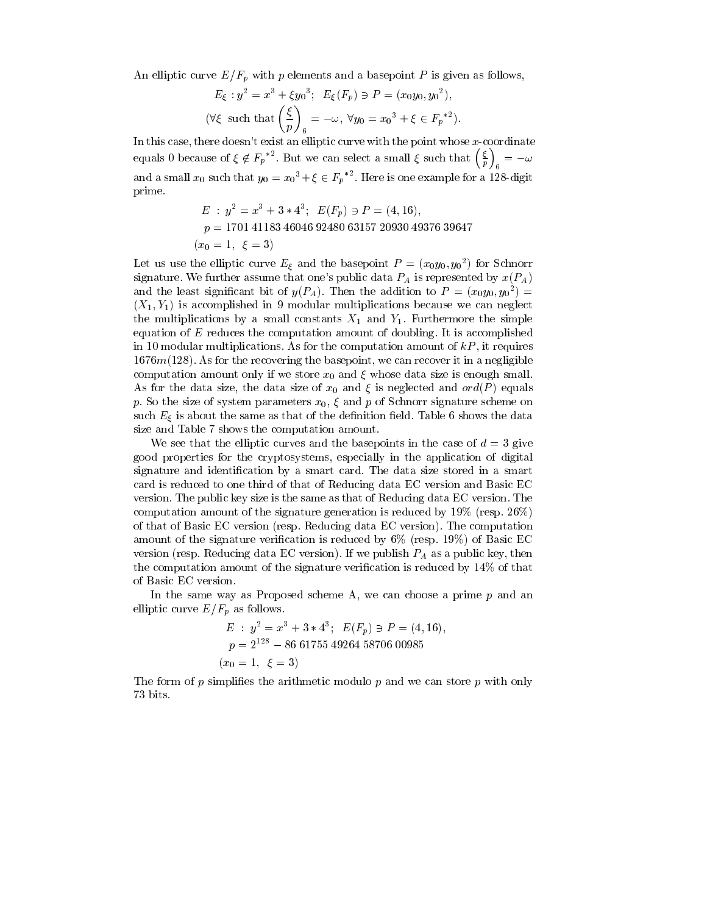An elliptic curve $E/F_p$ with $p$ elements and a basepoint $P$ is given as follows,

$$E_\xi : y^2 = x^3 + \xi {y_0}^3; \;\; E_\xi(F_p) \ni P = (x_0 y_0, {y_0}^2),$$

$$(\forall \xi \;\text{ such that } \left(\frac{\xi}{p}\right)_6 = -\omega, \; \forall y_0 = {x_0}^3 + \xi \in {F_p}^{*2}).$$

In this case, there doesn't exist an elliptic curve with the point whose $x$-coordinate equals 0 because of $\xi \notin {F_p}^{*2}$. But we can select a small $\xi$ such that $\left(\frac{\xi}{p}\right)_6 = -\omega$ and a small $x_0$ such that $y_0 = {x_0}^3 + \xi \in {F_p}^{*2}$. Here is one example for a 128-digit prime.

$$E \; : \; y^2 = x^3 + 3 * 4^3; \;\; E(F_p) \ni P = (4, 16),$$

$$p = 1701\ 41183\ 46046\ 92480\ 63157\ 20930\ 49376\ 39647$$

$$(x_0 = 1, \;\; \xi = 3)$$

Let us use the elliptic curve $E_\xi$ and the basepoint $P = (x_0 y_0, {y_0}^2)$ for Schnorr signature. We further assume that one's public data $P_A$ is represented by $x(P_A)$ and the least significant bit of $y(P_A)$. Then the addition to $P = (x_0 y_0, {y_0}^2) = (X_1, Y_1)$ is accomplished in 9 modular multiplications because we can neglect the multiplications by a small constants $X_1$ and $Y_1$. Furthermore the simple equation of $E$ reduces the computation amount of doubling. It is accomplished in 10 modular multiplications. As for the computation amount of $kP$, it requires $1676m(128)$. As for the recovering the basepoint, we can recover it in a negligible computation amount only if we store $x_0$ and $\xi$ whose data size is enough small. As for the data size, the data size of $x_0$ and $\xi$ is neglected and $ord(P)$ equals $p$. So the size of system parameters $x_0$, $\xi$ and $p$ of Schnorr signature scheme on such $E_\xi$ is about the same as that of the definition field. Table 6 shows the data size and Table 7 shows the computation amount.

We see that the elliptic curves and the basepoints in the case of $d = 3$ give good properties for the cryptosystems, especially in the application of digital signature and identification by a smart card. The data size stored in a smart card is reduced to one third of that of Reducing data EC version and Basic EC version. The public key size is the same as that of Reducing data EC version. The computation amount of the signature generation is reduced by 19% (resp. 26%) of that of Basic EC version (resp. Reducing data EC version). The computation amount of the signature verification is reduced by 6% (resp. 19%) of Basic EC version (resp. Reducing data EC version). If we publish $P_A$ as a public key, then the computation amount of the signature verification is reduced by 14% of that of Basic EC version.

In the same way as Proposed scheme A, we can choose a prime $p$ and an elliptic curve $E/F_p$ as follows.

$$E \; : \; y^2 = x^3 + 3 * 4^3; \;\; E(F_p) \ni P = (4, 16),$$

$$p = 2^{128} - 86\ 61755\ 49264\ 58706\ 00985$$

$$(x_0 = 1, \;\; \xi = 3)$$

The form of $p$ simplifies the arithmetic modulo $p$ and we can store $p$ with only 73 bits.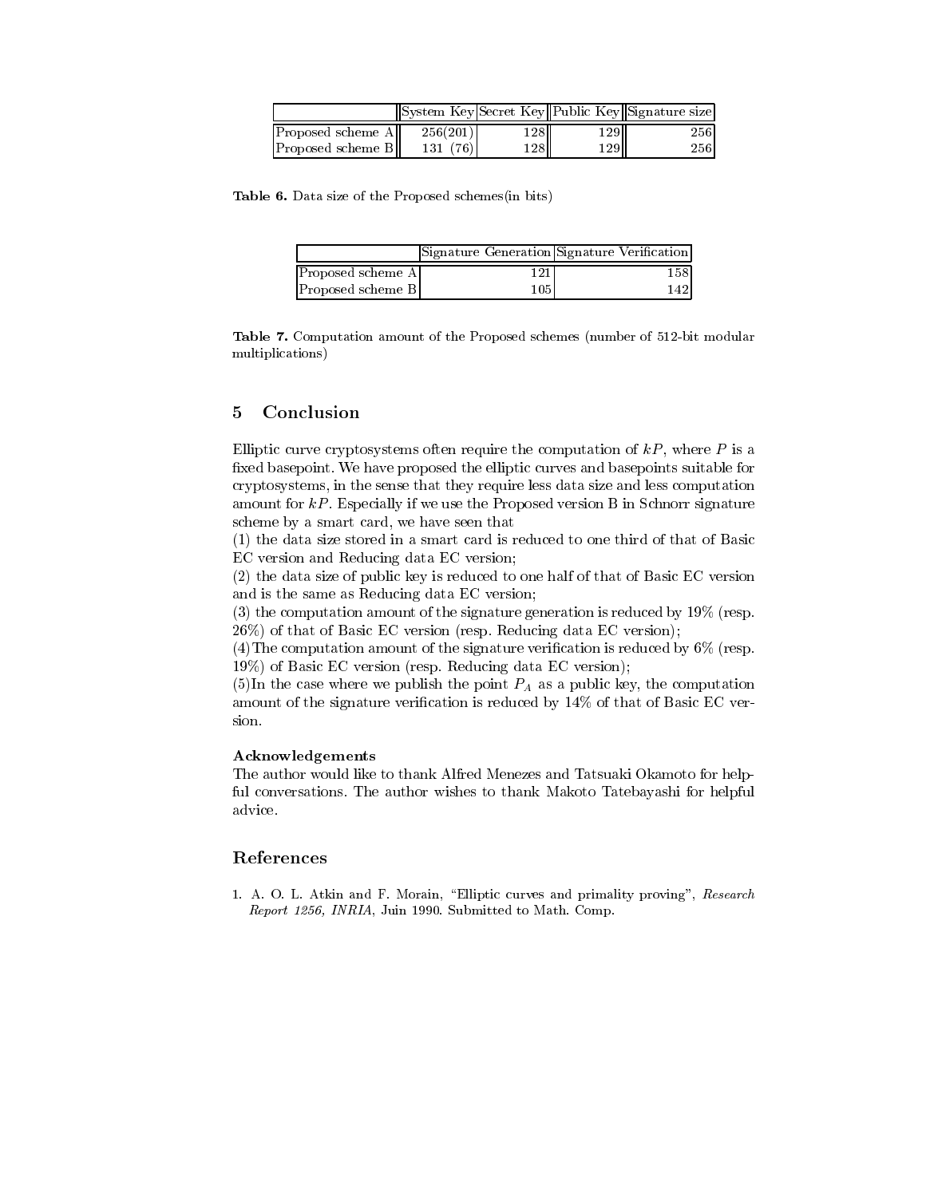|  | System Key | Secret Key | Public Key | Signature size |
| --- | --- | --- | --- | --- |
| Proposed scheme A | 256(201) | 128 | 129 | 256 |
| Proposed scheme B | 131 (76) | 128 | 129 | 256 |

**Table 6.** Data size of the Proposed schemes(in bits)

|  | Signature Generation | Signature Verification |
| --- | --- | --- |
| Proposed scheme A | 121 | 158 |
| Proposed scheme B | 105 | 142 |

**Table 7.** Computation amount of the Proposed schemes (number of 512-bit modular multiplications)

## 5 Conclusion

Elliptic curve cryptosystems often require the computation of $kP$, where $P$ is a fixed basepoint. We have proposed the elliptic curves and basepoints suitable for cryptosystems, in the sense that they require less data size and less computation amount for $kP$. Especially if we use the Proposed version B in Schnorr signature scheme by a smart card, we have seen that

(1) the data size stored in a smart card is reduced to one third of that of Basic EC version and Reducing data EC version;

(2) the data size of public key is reduced to one half of that of Basic EC version and is the same as Reducing data EC version;

(3) the computation amount of the signature generation is reduced by 19% (resp. 26%) of that of Basic EC version (resp. Reducing data EC version);

(4)The computation amount of the signature verification is reduced by 6% (resp. 19%) of Basic EC version (resp. Reducing data EC version);

(5)In the case where we publish the point $P_A$ as a public key, the computation amount of the signature verification is reduced by 14% of that of Basic EC version.

**Acknowledgements**

The author would like to thank Alfred Menezes and Tatsuaki Okamoto for helpful conversations. The author wishes to thank Makoto Tatebayashi for helpful advice.

## References

1. A. O. L. Atkin and F. Morain, "Elliptic curves and primality proving", *Research Report 1256, INRIA*, Juin 1990. Submitted to Math. Comp.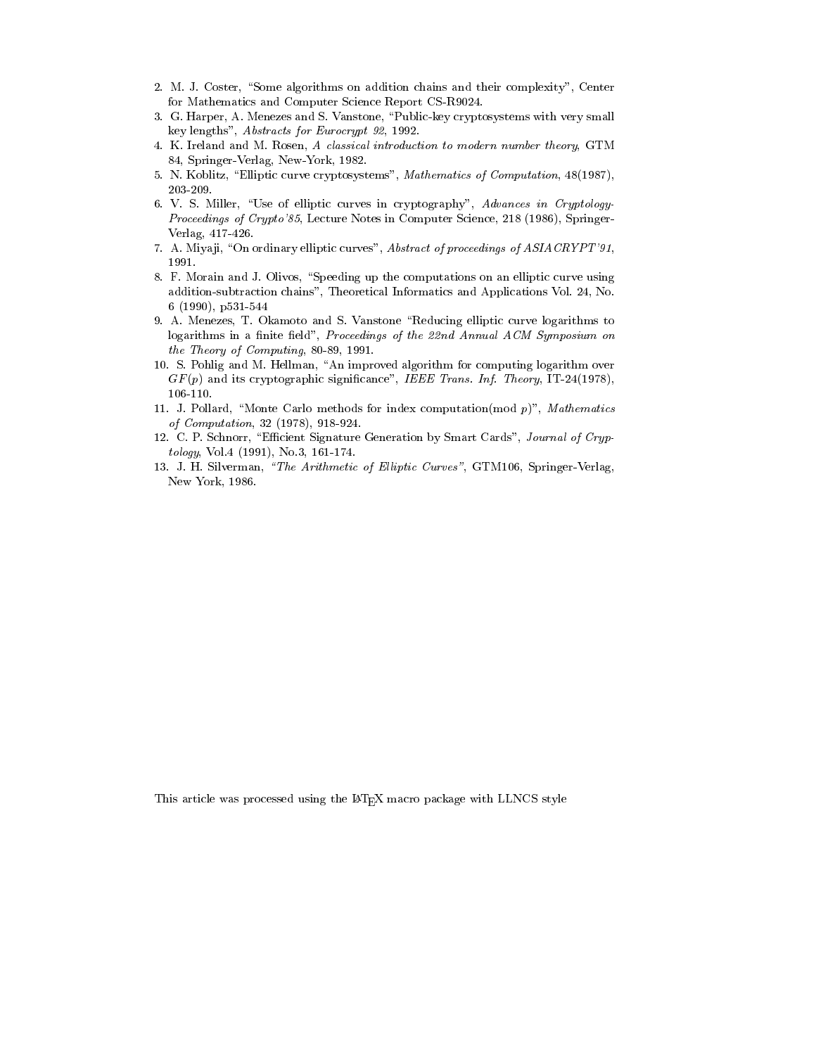2. M. J. Coster, "Some algorithms on addition chains and their complexity", Center for Mathematics and Computer Science Report CS-R9024.
3. G. Harper, A. Menezes and S. Vanstone, "Public-key cryptosystems with very small key lengths", *Abstracts for Eurocrypt 92*, 1992.
4. K. Ireland and M. Rosen, *A classical introduction to modern number theory*, GTM 84, Springer-Verlag, New-York, 1982.
5. N. Koblitz, "Elliptic curve cryptosystems", *Mathematics of Computation*, 48(1987), 203-209.
6. V. S. Miller, "Use of elliptic curves in cryptography", *Advances in Cryptology-Proceedings of Crypto'85*, Lecture Notes in Computer Science, 218 (1986), Springer-Verlag, 417-426.
7. A. Miyaji, "On ordinary elliptic curves", *Abstract of proceedings of ASIACRYPT'91*, 1991.
8. F. Morain and J. Olivos, "Speeding up the computations on an elliptic curve using addition-subtraction chains", Theoretical Informatics and Applications Vol. 24, No. 6 (1990), p531-544
9. A. Menezes, T. Okamoto and S. Vanstone "Reducing elliptic curve logarithms to logarithms in a finite field", *Proceedings of the 22nd Annual ACM Symposium on the Theory of Computing*, 80-89, 1991.
10. S. Pohlig and M. Hellman, "An improved algorithm for computing logarithm over $GF(p)$ and its cryptographic significance", *IEEE Trans. Inf. Theory*, IT-24(1978), 106-110.
11. J. Pollard, "Monte Carlo methods for index computation(mod $p$)", *Mathematics of Computation*, 32 (1978), 918-924.
12. C. P. Schnorr, "Efficient Signature Generation by Smart Cards", *Journal of Cryptology*, Vol.4 (1991), No.3, 161-174.
13. J. H. Silverman, *"The Arithmetic of Elliptic Curves"*, GTM106, Springer-Verlag, New York, 1986.

This article was processed using the LaTeX macro package with LLNCS style